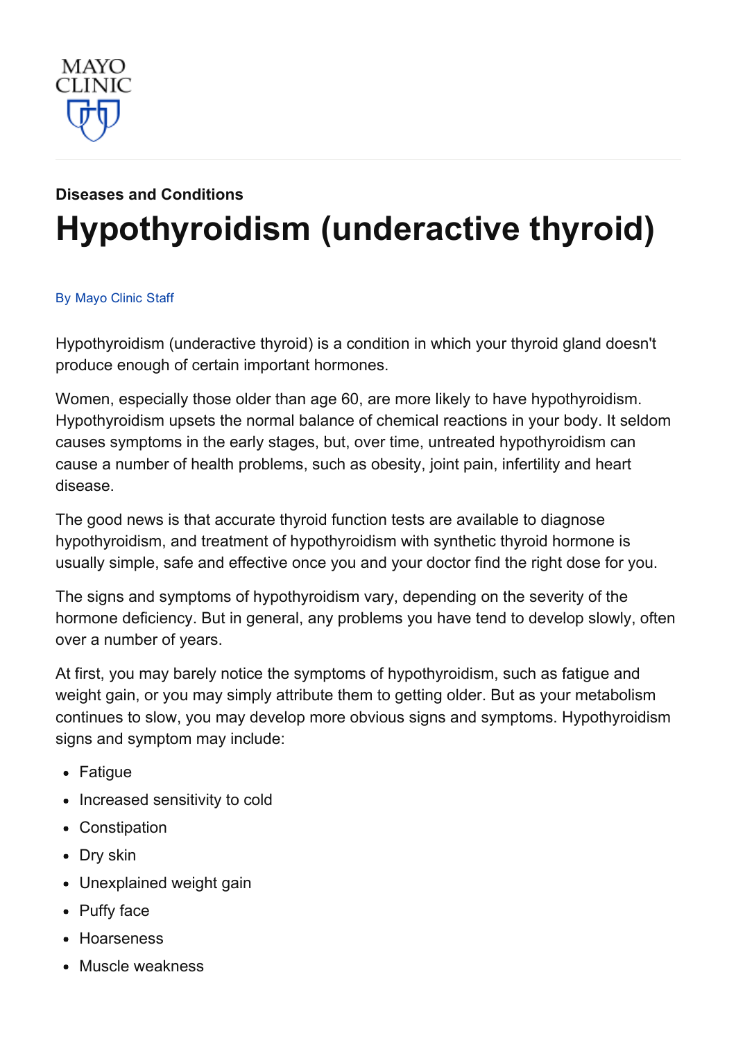MAYO CLINIC

**Diseases and Conditions**

# Hypothyroidism (underactive thyroid)

By Mayo Clinic Staff

Hypothyroidism (underactive thyroid) is a condition in which your thyroid gland doesn't produce enough of certain important hormones.

Women, especially those older than age 60, are more likely to have hypothyroidism. Hypothyroidism upsets the normal balance of chemical reactions in your body. It seldom causes symptoms in the early stages, but, over time, untreated hypothyroidism can cause a number of health problems, such as obesity, joint pain, infertility and heart disease.

The good news is that accurate thyroid function tests are available to diagnose hypothyroidism, and treatment of hypothyroidism with synthetic thyroid hormone is usually simple, safe and effective once you and your doctor find the right dose for you.

The signs and symptoms of hypothyroidism vary, depending on the severity of the hormone deficiency. But in general, any problems you have tend to develop slowly, often over a number of years.

At first, you may barely notice the symptoms of hypothyroidism, such as fatigue and weight gain, or you may simply attribute them to getting older. But as your metabolism continues to slow, you may develop more obvious signs and symptoms. Hypothyroidism signs and symptom may include:

- Fatigue
- Increased sensitivity to cold
- Constipation
- Dry skin
- Unexplained weight gain
- Puffy face
- Hoarseness
- Muscle weakness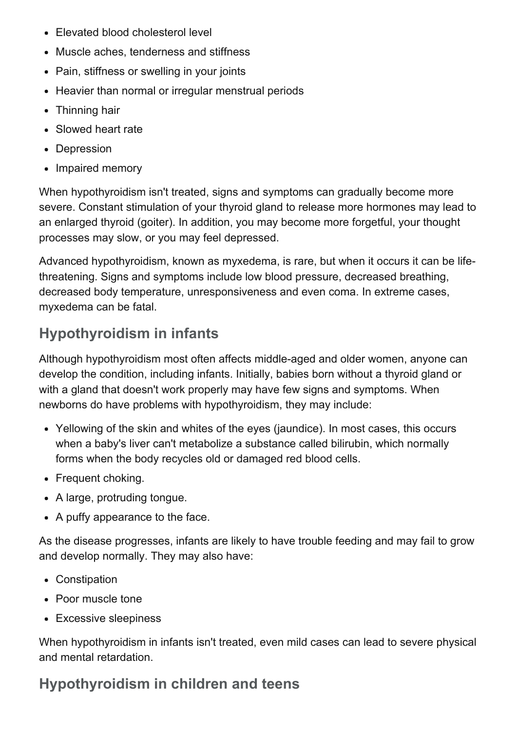- Elevated blood cholesterol level
- Muscle aches, tenderness and stiffness
- Pain, stiffness or swelling in your joints
- Heavier than normal or irregular menstrual periods
- Thinning hair
- Slowed heart rate
- Depression
- Impaired memory

When hypothyroidism isn't treated, signs and symptoms can gradually become more severe. Constant stimulation of your thyroid gland to release more hormones may lead to an enlarged thyroid (goiter). In addition, you may become more forgetful, your thought processes may slow, or you may feel depressed.

Advanced hypothyroidism, known as myxedema, is rare, but when it occurs it can be life-threatening. Signs and symptoms include low blood pressure, decreased breathing, decreased body temperature, unresponsiveness and even coma. In extreme cases, myxedema can be fatal.

## Hypothyroidism in infants

Although hypothyroidism most often affects middle-aged and older women, anyone can develop the condition, including infants. Initially, babies born without a thyroid gland or with a gland that doesn't work properly may have few signs and symptoms. When newborns do have problems with hypothyroidism, they may include:

- Yellowing of the skin and whites of the eyes (jaundice). In most cases, this occurs when a baby's liver can't metabolize a substance called bilirubin, which normally forms when the body recycles old or damaged red blood cells.
- Frequent choking.
- A large, protruding tongue.
- A puffy appearance to the face.

As the disease progresses, infants are likely to have trouble feeding and may fail to grow and develop normally. They may also have:

- Constipation
- Poor muscle tone
- Excessive sleepiness

When hypothyroidism in infants isn't treated, even mild cases can lead to severe physical and mental retardation.

## Hypothyroidism in children and teens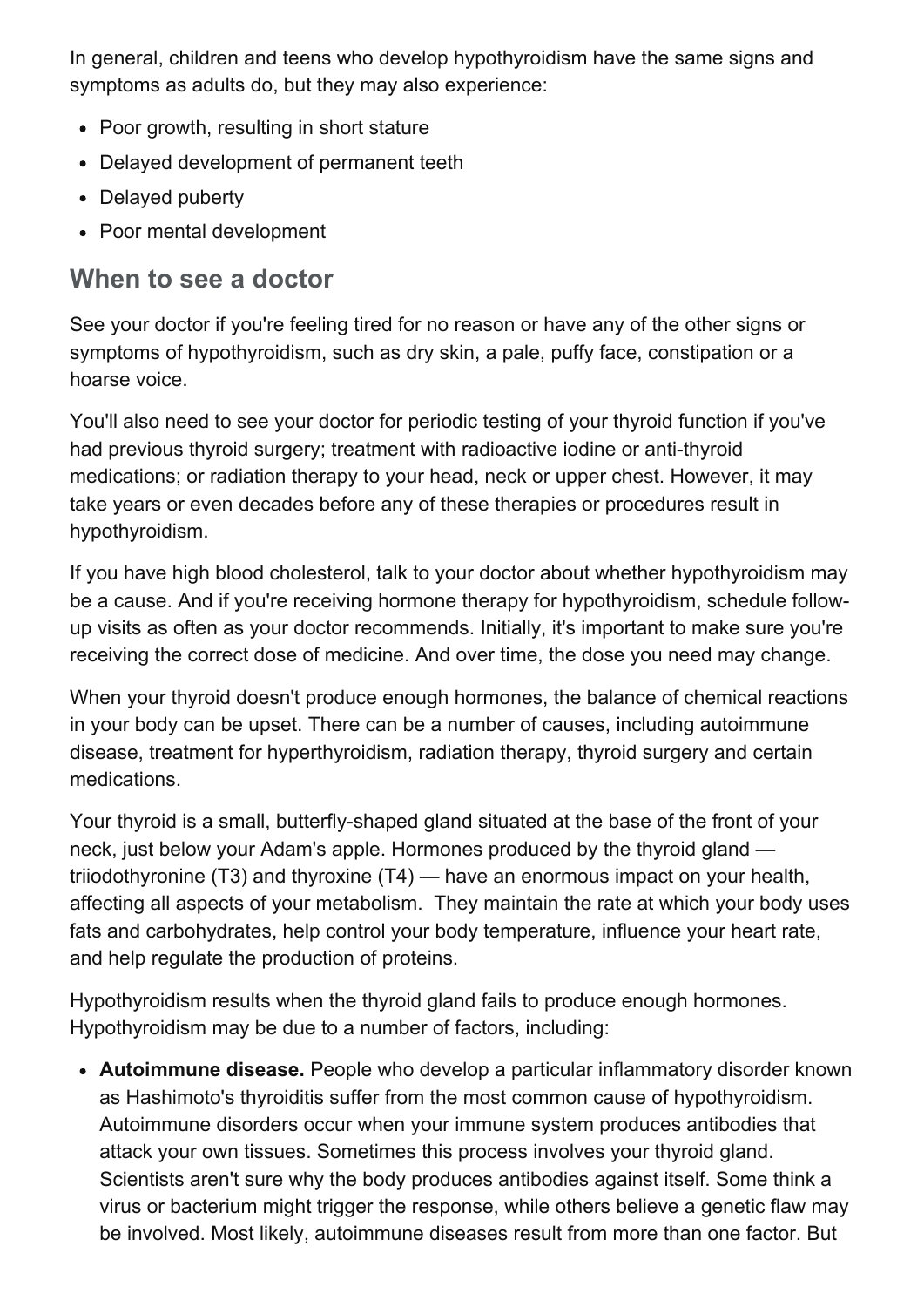In general, children and teens who develop hypothyroidism have the same signs and symptoms as adults do, but they may also experience:

- Poor growth, resulting in short stature
- Delayed development of permanent teeth
- Delayed puberty
- Poor mental development

## When to see a doctor

See your doctor if you're feeling tired for no reason or have any of the other signs or symptoms of hypothyroidism, such as dry skin, a pale, puffy face, constipation or a hoarse voice.

You'll also need to see your doctor for periodic testing of your thyroid function if you've had previous thyroid surgery; treatment with radioactive iodine or anti-thyroid medications; or radiation therapy to your head, neck or upper chest. However, it may take years or even decades before any of these therapies or procedures result in hypothyroidism.

If you have high blood cholesterol, talk to your doctor about whether hypothyroidism may be a cause. And if you're receiving hormone therapy for hypothyroidism, schedule follow-up visits as often as your doctor recommends. Initially, it's important to make sure you're receiving the correct dose of medicine. And over time, the dose you need may change.

When your thyroid doesn't produce enough hormones, the balance of chemical reactions in your body can be upset. There can be a number of causes, including autoimmune disease, treatment for hyperthyroidism, radiation therapy, thyroid surgery and certain medications.

Your thyroid is a small, butterfly-shaped gland situated at the base of the front of your neck, just below your Adam's apple. Hormones produced by the thyroid gland — triiodothyronine (T3) and thyroxine (T4) — have an enormous impact on your health, affecting all aspects of your metabolism. They maintain the rate at which your body uses fats and carbohydrates, help control your body temperature, influence your heart rate, and help regulate the production of proteins.

Hypothyroidism results when the thyroid gland fails to produce enough hormones. Hypothyroidism may be due to a number of factors, including:

- **Autoimmune disease.** People who develop a particular inflammatory disorder known as Hashimoto's thyroiditis suffer from the most common cause of hypothyroidism. Autoimmune disorders occur when your immune system produces antibodies that attack your own tissues. Sometimes this process involves your thyroid gland. Scientists aren't sure why the body produces antibodies against itself. Some think a virus or bacterium might trigger the response, while others believe a genetic flaw may be involved. Most likely, autoimmune diseases result from more than one factor. But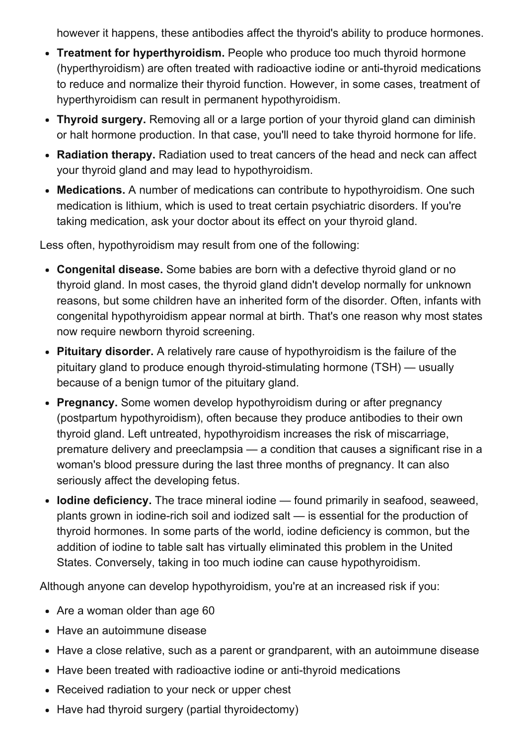however it happens, these antibodies affect the thyroid's ability to produce hormones.

- **Treatment for hyperthyroidism.** People who produce too much thyroid hormone (hyperthyroidism) are often treated with radioactive iodine or anti-thyroid medications to reduce and normalize their thyroid function. However, in some cases, treatment of hyperthyroidism can result in permanent hypothyroidism.
- **Thyroid surgery.** Removing all or a large portion of your thyroid gland can diminish or halt hormone production. In that case, you'll need to take thyroid hormone for life.
- **Radiation therapy.** Radiation used to treat cancers of the head and neck can affect your thyroid gland and may lead to hypothyroidism.
- **Medications.** A number of medications can contribute to hypothyroidism. One such medication is lithium, which is used to treat certain psychiatric disorders. If you're taking medication, ask your doctor about its effect on your thyroid gland.

Less often, hypothyroidism may result from one of the following:

- **Congenital disease.** Some babies are born with a defective thyroid gland or no thyroid gland. In most cases, the thyroid gland didn't develop normally for unknown reasons, but some children have an inherited form of the disorder. Often, infants with congenital hypothyroidism appear normal at birth. That's one reason why most states now require newborn thyroid screening.
- **Pituitary disorder.** A relatively rare cause of hypothyroidism is the failure of the pituitary gland to produce enough thyroid-stimulating hormone (TSH) — usually because of a benign tumor of the pituitary gland.
- **Pregnancy.** Some women develop hypothyroidism during or after pregnancy (postpartum hypothyroidism), often because they produce antibodies to their own thyroid gland. Left untreated, hypothyroidism increases the risk of miscarriage, premature delivery and preeclampsia — a condition that causes a significant rise in a woman's blood pressure during the last three months of pregnancy. It can also seriously affect the developing fetus.
- **Iodine deficiency.** The trace mineral iodine — found primarily in seafood, seaweed, plants grown in iodine-rich soil and iodized salt — is essential for the production of thyroid hormones. In some parts of the world, iodine deficiency is common, but the addition of iodine to table salt has virtually eliminated this problem in the United States. Conversely, taking in too much iodine can cause hypothyroidism.

Although anyone can develop hypothyroidism, you're at an increased risk if you:

- Are a woman older than age 60
- Have an autoimmune disease
- Have a close relative, such as a parent or grandparent, with an autoimmune disease
- Have been treated with radioactive iodine or anti-thyroid medications
- Received radiation to your neck or upper chest
- Have had thyroid surgery (partial thyroidectomy)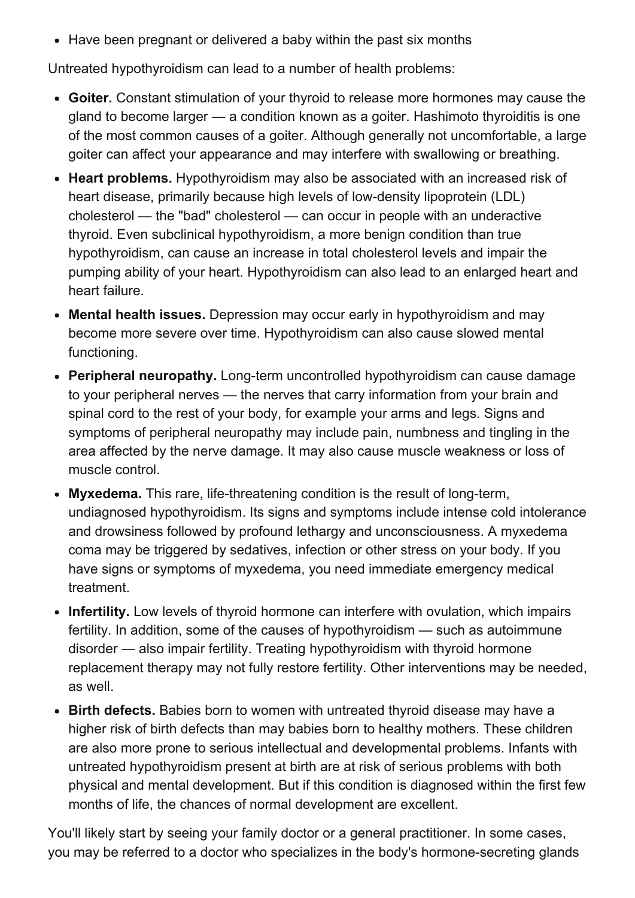- Have been pregnant or delivered a baby within the past six months

Untreated hypothyroidism can lead to a number of health problems:

- **Goiter.** Constant stimulation of your thyroid to release more hormones may cause the gland to become larger — a condition known as a goiter. Hashimoto thyroiditis is one of the most common causes of a goiter. Although generally not uncomfortable, a large goiter can affect your appearance and may interfere with swallowing or breathing.
- **Heart problems.** Hypothyroidism may also be associated with an increased risk of heart disease, primarily because high levels of low-density lipoprotein (LDL) cholesterol — the "bad" cholesterol — can occur in people with an underactive thyroid. Even subclinical hypothyroidism, a more benign condition than true hypothyroidism, can cause an increase in total cholesterol levels and impair the pumping ability of your heart. Hypothyroidism can also lead to an enlarged heart and heart failure.
- **Mental health issues.** Depression may occur early in hypothyroidism and may become more severe over time. Hypothyroidism can also cause slowed mental functioning.
- **Peripheral neuropathy.** Long-term uncontrolled hypothyroidism can cause damage to your peripheral nerves — the nerves that carry information from your brain and spinal cord to the rest of your body, for example your arms and legs. Signs and symptoms of peripheral neuropathy may include pain, numbness and tingling in the area affected by the nerve damage. It may also cause muscle weakness or loss of muscle control.
- **Myxedema.** This rare, life-threatening condition is the result of long-term, undiagnosed hypothyroidism. Its signs and symptoms include intense cold intolerance and drowsiness followed by profound lethargy and unconsciousness. A myxedema coma may be triggered by sedatives, infection or other stress on your body. If you have signs or symptoms of myxedema, you need immediate emergency medical treatment.
- **Infertility.** Low levels of thyroid hormone can interfere with ovulation, which impairs fertility. In addition, some of the causes of hypothyroidism — such as autoimmune disorder — also impair fertility. Treating hypothyroidism with thyroid hormone replacement therapy may not fully restore fertility. Other interventions may be needed, as well.
- **Birth defects.** Babies born to women with untreated thyroid disease may have a higher risk of birth defects than may babies born to healthy mothers. These children are also more prone to serious intellectual and developmental problems. Infants with untreated hypothyroidism present at birth are at risk of serious problems with both physical and mental development. But if this condition is diagnosed within the first few months of life, the chances of normal development are excellent.

You'll likely start by seeing your family doctor or a general practitioner. In some cases, you may be referred to a doctor who specializes in the body's hormone-secreting glands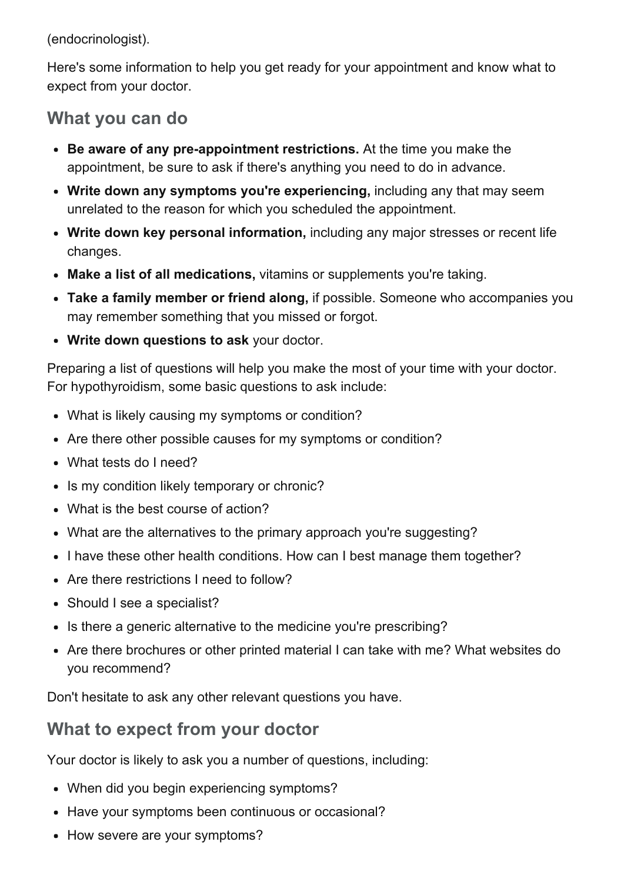(endocrinologist).

Here's some information to help you get ready for your appointment and know what to expect from your doctor.

## What you can do

- **Be aware of any pre-appointment restrictions.** At the time you make the appointment, be sure to ask if there's anything you need to do in advance.
- **Write down any symptoms you're experiencing,** including any that may seem unrelated to the reason for which you scheduled the appointment.
- **Write down key personal information,** including any major stresses or recent life changes.
- **Make a list of all medications,** vitamins or supplements you're taking.
- **Take a family member or friend along,** if possible. Someone who accompanies you may remember something that you missed or forgot.
- **Write down questions to ask** your doctor.

Preparing a list of questions will help you make the most of your time with your doctor. For hypothyroidism, some basic questions to ask include:

- What is likely causing my symptoms or condition?
- Are there other possible causes for my symptoms or condition?
- What tests do I need?
- Is my condition likely temporary or chronic?
- What is the best course of action?
- What are the alternatives to the primary approach you're suggesting?
- I have these other health conditions. How can I best manage them together?
- Are there restrictions I need to follow?
- Should I see a specialist?
- Is there a generic alternative to the medicine you're prescribing?
- Are there brochures or other printed material I can take with me? What websites do you recommend?

Don't hesitate to ask any other relevant questions you have.

## What to expect from your doctor

Your doctor is likely to ask you a number of questions, including:

- When did you begin experiencing symptoms?
- Have your symptoms been continuous or occasional?
- How severe are your symptoms?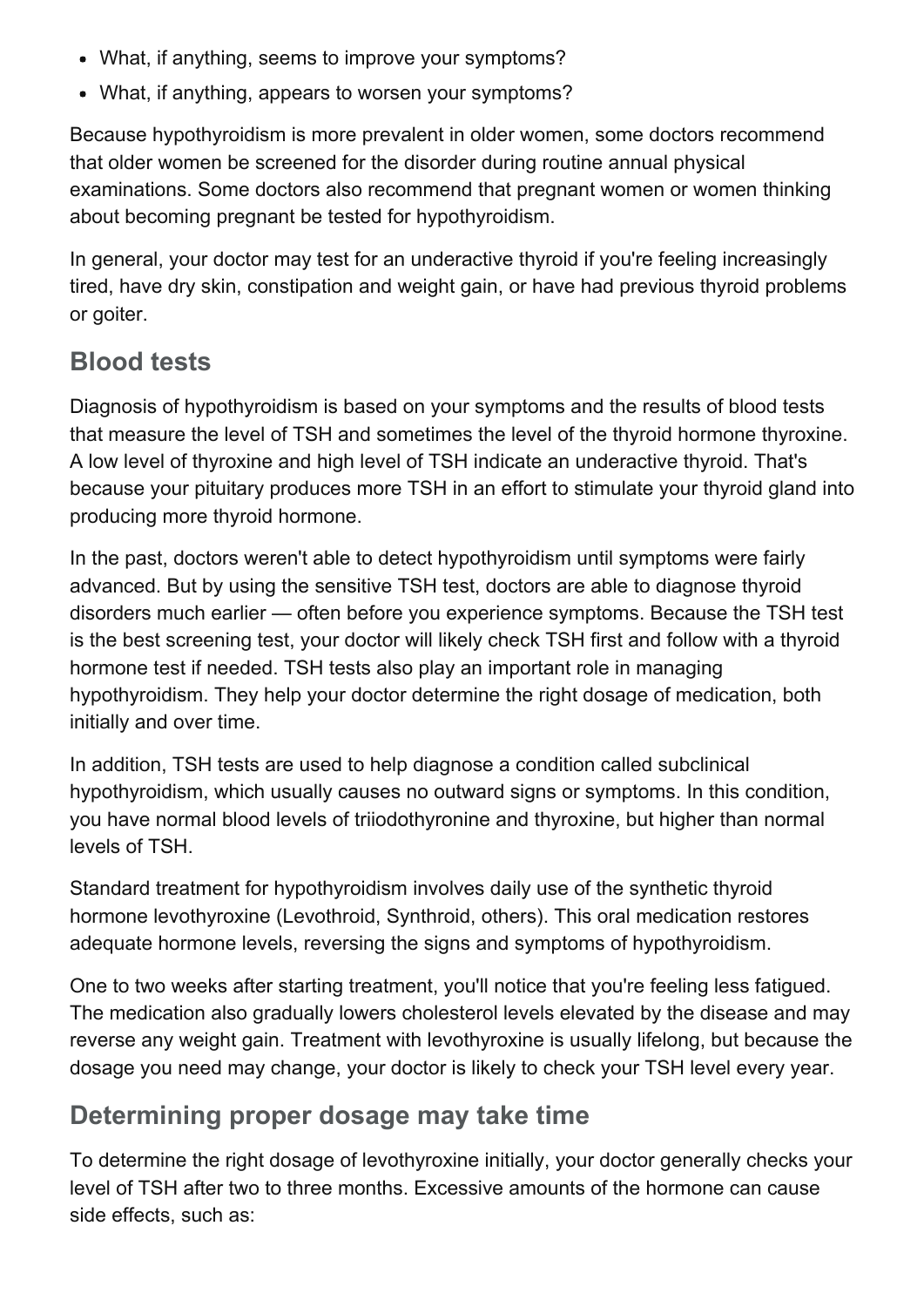- What, if anything, seems to improve your symptoms?
- What, if anything, appears to worsen your symptoms?

Because hypothyroidism is more prevalent in older women, some doctors recommend that older women be screened for the disorder during routine annual physical examinations. Some doctors also recommend that pregnant women or women thinking about becoming pregnant be tested for hypothyroidism.

In general, your doctor may test for an underactive thyroid if you're feeling increasingly tired, have dry skin, constipation and weight gain, or have had previous thyroid problems or goiter.

## Blood tests

Diagnosis of hypothyroidism is based on your symptoms and the results of blood tests that measure the level of TSH and sometimes the level of the thyroid hormone thyroxine. A low level of thyroxine and high level of TSH indicate an underactive thyroid. That's because your pituitary produces more TSH in an effort to stimulate your thyroid gland into producing more thyroid hormone.

In the past, doctors weren't able to detect hypothyroidism until symptoms were fairly advanced. But by using the sensitive TSH test, doctors are able to diagnose thyroid disorders much earlier — often before you experience symptoms. Because the TSH test is the best screening test, your doctor will likely check TSH first and follow with a thyroid hormone test if needed. TSH tests also play an important role in managing hypothyroidism. They help your doctor determine the right dosage of medication, both initially and over time.

In addition, TSH tests are used to help diagnose a condition called subclinical hypothyroidism, which usually causes no outward signs or symptoms. In this condition, you have normal blood levels of triiodothyronine and thyroxine, but higher than normal levels of TSH.

Standard treatment for hypothyroidism involves daily use of the synthetic thyroid hormone levothyroxine (Levothroid, Synthroid, others). This oral medication restores adequate hormone levels, reversing the signs and symptoms of hypothyroidism.

One to two weeks after starting treatment, you'll notice that you're feeling less fatigued. The medication also gradually lowers cholesterol levels elevated by the disease and may reverse any weight gain. Treatment with levothyroxine is usually lifelong, but because the dosage you need may change, your doctor is likely to check your TSH level every year.

## Determining proper dosage may take time

To determine the right dosage of levothyroxine initially, your doctor generally checks your level of TSH after two to three months. Excessive amounts of the hormone can cause side effects, such as: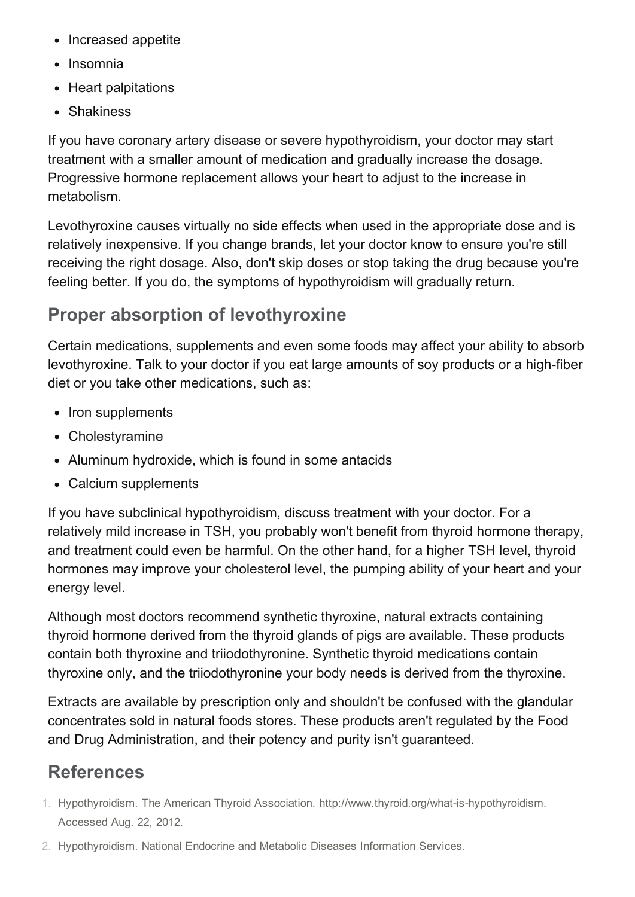- Increased appetite
- Insomnia
- Heart palpitations
- Shakiness

If you have coronary artery disease or severe hypothyroidism, your doctor may start treatment with a smaller amount of medication and gradually increase the dosage. Progressive hormone replacement allows your heart to adjust to the increase in metabolism.

Levothyroxine causes virtually no side effects when used in the appropriate dose and is relatively inexpensive. If you change brands, let your doctor know to ensure you're still receiving the right dosage. Also, don't skip doses or stop taking the drug because you're feeling better. If you do, the symptoms of hypothyroidism will gradually return.

## Proper absorption of levothyroxine

Certain medications, supplements and even some foods may affect your ability to absorb levothyroxine. Talk to your doctor if you eat large amounts of soy products or a high-fiber diet or you take other medications, such as:

- Iron supplements
- Cholestyramine
- Aluminum hydroxide, which is found in some antacids
- Calcium supplements

If you have subclinical hypothyroidism, discuss treatment with your doctor. For a relatively mild increase in TSH, you probably won't benefit from thyroid hormone therapy, and treatment could even be harmful. On the other hand, for a higher TSH level, thyroid hormones may improve your cholesterol level, the pumping ability of your heart and your energy level.

Although most doctors recommend synthetic thyroxine, natural extracts containing thyroid hormone derived from the thyroid glands of pigs are available. These products contain both thyroxine and triiodothyronine. Synthetic thyroid medications contain thyroxine only, and the triiodothyronine your body needs is derived from the thyroxine.

Extracts are available by prescription only and shouldn't be confused with the glandular concentrates sold in natural foods stores. These products aren't regulated by the Food and Drug Administration, and their potency and purity isn't guaranteed.

## References

1. Hypothyroidism. The American Thyroid Association. http://www.thyroid.org/what-is-hypothyroidism. Accessed Aug. 22, 2012.
2. Hypothyroidism. National Endocrine and Metabolic Diseases Information Services.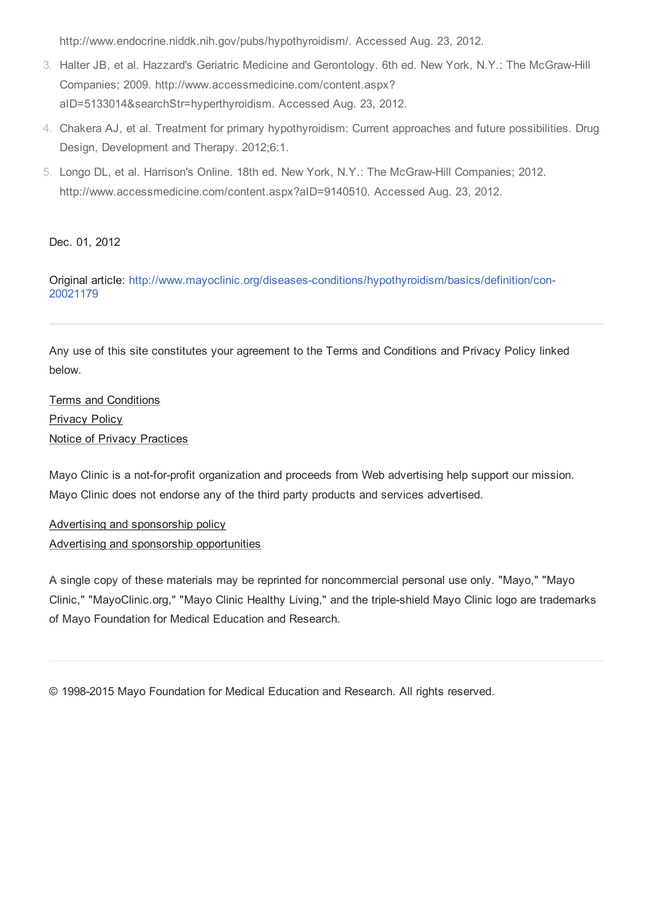http://www.endocrine.niddk.nih.gov/pubs/hypothyroidism/. Accessed Aug. 23, 2012.

3. Halter JB, et al. Hazzard's Geriatric Medicine and Gerontology. 6th ed. New York, N.Y.: The McGraw-Hill Companies; 2009. http://www.accessmedicine.com/content.aspx?aID=5133014&searchStr=hyperthyroidism. Accessed Aug. 23, 2012.
4. Chakera AJ, et al. Treatment for primary hypothyroidism: Current approaches and future possibilities. Drug Design, Development and Therapy. 2012;6:1.
5. Longo DL, et al. Harrison's Online. 18th ed. New York, N.Y.: The McGraw-Hill Companies; 2012. http://www.accessmedicine.com/content.aspx?aID=9140510. Accessed Aug. 23, 2012.

Dec. 01, 2012

Original article: http://www.mayoclinic.org/diseases-conditions/hypothyroidism/basics/definition/con-20021179

---

Any use of this site constitutes your agreement to the Terms and Conditions and Privacy Policy linked below.

Terms and Conditions
Privacy Policy
Notice of Privacy Practices

Mayo Clinic is a not-for-profit organization and proceeds from Web advertising help support our mission. Mayo Clinic does not endorse any of the third party products and services advertised.

Advertising and sponsorship policy
Advertising and sponsorship opportunities

A single copy of these materials may be reprinted for noncommercial personal use only. "Mayo," "Mayo Clinic," "MayoClinic.org," "Mayo Clinic Healthy Living," and the triple-shield Mayo Clinic logo are trademarks of Mayo Foundation for Medical Education and Research.

---

© 1998-2015 Mayo Foundation for Medical Education and Research. All rights reserved.